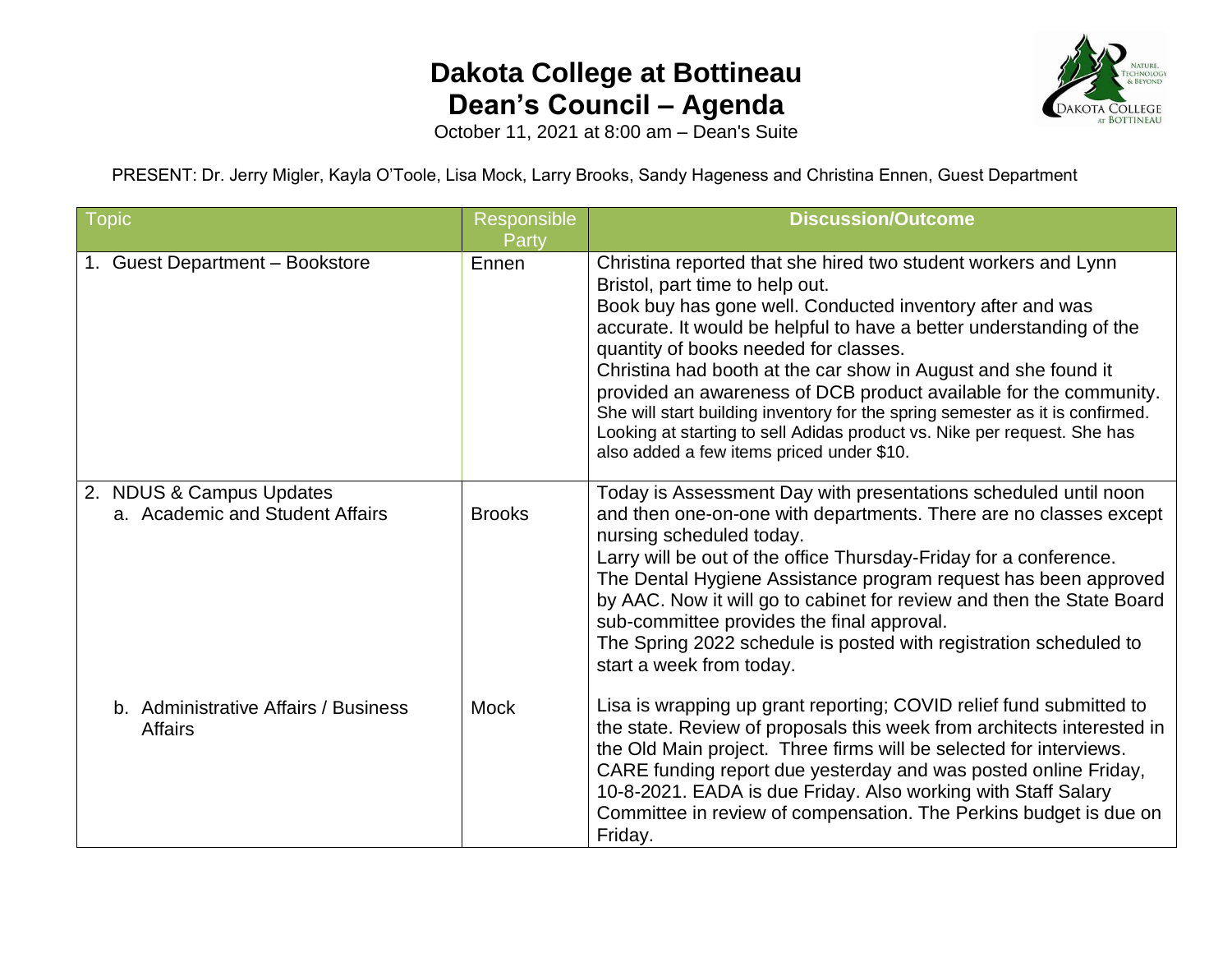# Dakota College at Bottineau
# Dean's Council – Agenda

October 11, 2021 at 8:00 am – Dean's Suite

PRESENT: Dr. Jerry Migler, Kayla O'Toole, Lisa Mock, Larry Brooks, Sandy Hageness and Christina Ennen, Guest Department

| Topic | Responsible Party | Discussion/Outcome |
|---|---|---|
| 1. Guest Department – Bookstore | Ennen | Christina reported that she hired two student workers and Lynn Bristol, part time to help out.<br>Book buy has gone well. Conducted inventory after and was accurate. It would be helpful to have a better understanding of the quantity of books needed for classes.<br>Christina had booth at the car show in August and she found it provided an awareness of DCB product available for the community. She will start building inventory for the spring semester as it is confirmed. Looking at starting to sell Adidas product vs. Nike per request. She has also added a few items priced under $10. |
| 2. NDUS & Campus Updates<br>a. Academic and Student Affairs | Brooks | Today is Assessment Day with presentations scheduled until noon and then one-on-one with departments. There are no classes except nursing scheduled today.<br>Larry will be out of the office Thursday-Friday for a conference.<br>The Dental Hygiene Assistance program request has been approved by AAC. Now it will go to cabinet for review and then the State Board sub-committee provides the final approval.<br>The Spring 2022 schedule is posted with registration scheduled to start a week from today. |
| b. Administrative Affairs / Business Affairs | Mock | Lisa is wrapping up grant reporting; COVID relief fund submitted to the state. Review of proposals this week from architects interested in the Old Main project. Three firms will be selected for interviews. CARE funding report due yesterday and was posted online Friday, 10-8-2021. EADA is due Friday. Also working with Staff Salary Committee in review of compensation. The Perkins budget is due on Friday. |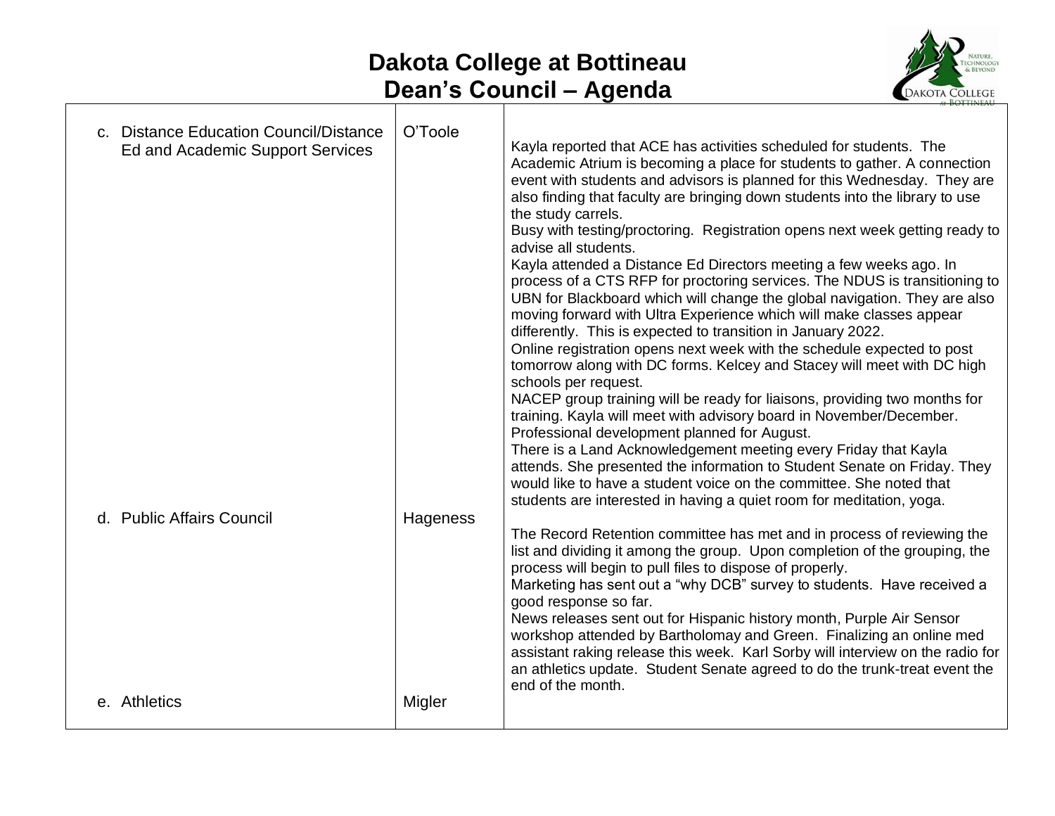# Dakota College at Bottineau
## Dean's Council – Agenda

| | | |
|---|---|---|
| c. Distance Education Council/Distance Ed and Academic Support Services | O'Toole | Kayla reported that ACE has activities scheduled for students. The Academic Atrium is becoming a place for students to gather. A connection event with students and advisors is planned for this Wednesday. They are also finding that faculty are bringing down students into the library to use the study carrels.<br>Busy with testing/proctoring. Registration opens next week getting ready to advise all students.<br>Kayla attended a Distance Ed Directors meeting a few weeks ago. In process of a CTS RFP for proctoring services. The NDUS is transitioning to UBN for Blackboard which will change the global navigation. They are also moving forward with Ultra Experience which will make classes appear differently. This is expected to transition in January 2022.<br>Online registration opens next week with the schedule expected to post tomorrow along with DC forms. Kelcey and Stacey will meet with DC high schools per request.<br>NACEP group training will be ready for liaisons, providing two months for training. Kayla will meet with advisory board in November/December. Professional development planned for August.<br>There is a Land Acknowledgement meeting every Friday that Kayla attends. She presented the information to Student Senate on Friday. They would like to have a student voice on the committee. She noted that students are interested in having a quiet room for meditation, yoga. |
| d. Public Affairs Council | Hageness | The Record Retention committee has met and in process of reviewing the list and dividing it among the group. Upon completion of the grouping, the process will begin to pull files to dispose of properly.<br>Marketing has sent out a "why DCB" survey to students. Have received a good response so far.<br>News releases sent out for Hispanic history month, Purple Air Sensor workshop attended by Bartholomay and Green. Finalizing an online med assistant raking release this week. Karl Sorby will interview on the radio for an athletics update. Student Senate agreed to do the trunk-treat event the end of the month. |
| e. Athletics | Migler | |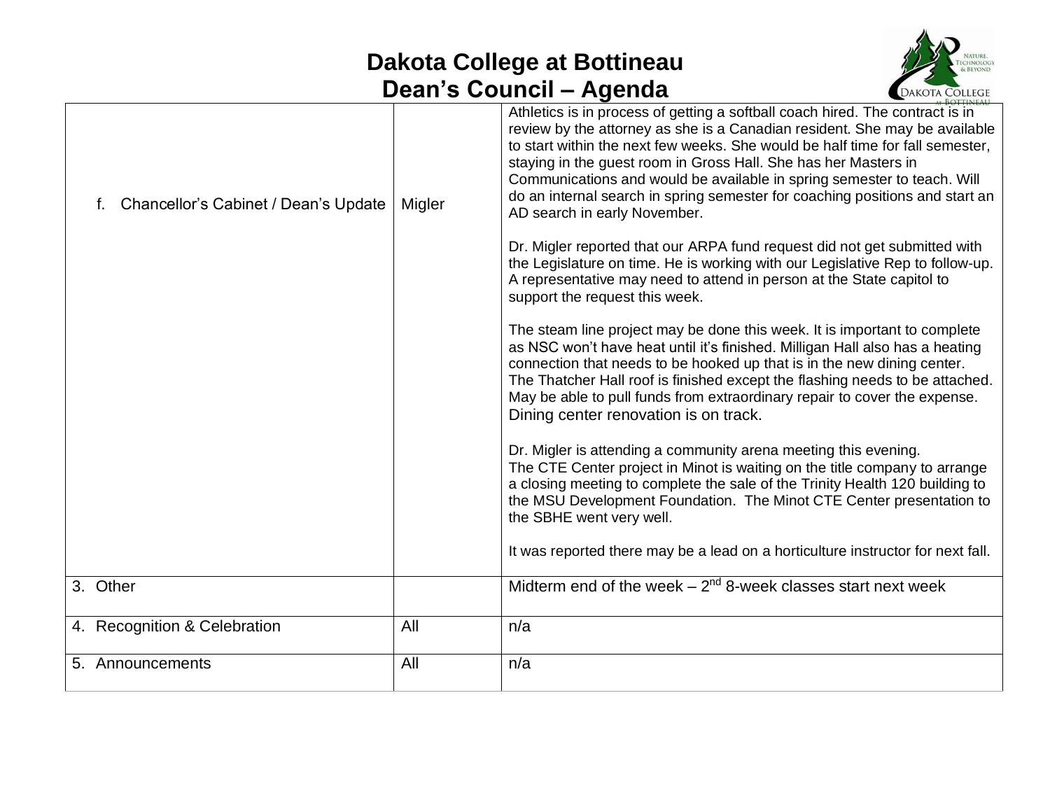# Dakota College at Bottineau
# Dean's Council – Agenda

| | | |
|---|---|---|
| f. Chancellor's Cabinet / Dean's Update | Migler | Athletics is in process of getting a softball coach hired. The contract is in review by the attorney as she is a Canadian resident. She may be available to start within the next few weeks. She would be half time for fall semester, staying in the guest room in Gross Hall. She has her Masters in Communications and would be available in spring semester to teach. Will do an internal search in spring semester for coaching positions and start an AD search in early November.<br><br>Dr. Migler reported that our ARPA fund request did not get submitted with the Legislature on time. He is working with our Legislative Rep to follow-up. A representative may need to attend in person at the State capitol to support the request this week.<br><br>The steam line project may be done this week. It is important to complete as NSC won't have heat until it's finished. Milligan Hall also has a heating connection that needs to be hooked up that is in the new dining center. The Thatcher Hall roof is finished except the flashing needs to be attached. May be able to pull funds from extraordinary repair to cover the expense. Dining center renovation is on track.<br><br>Dr. Migler is attending a community arena meeting this evening. The CTE Center project in Minot is waiting on the title company to arrange a closing meeting to complete the sale of the Trinity Health 120 building to the MSU Development Foundation. The Minot CTE Center presentation to the SBHE went very well.<br><br>It was reported there may be a lead on a horticulture instructor for next fall. |
| 3. Other | | Midterm end of the week – 2nd 8-week classes start next week |
| 4. Recognition & Celebration | All | n/a |
| 5. Announcements | All | n/a |